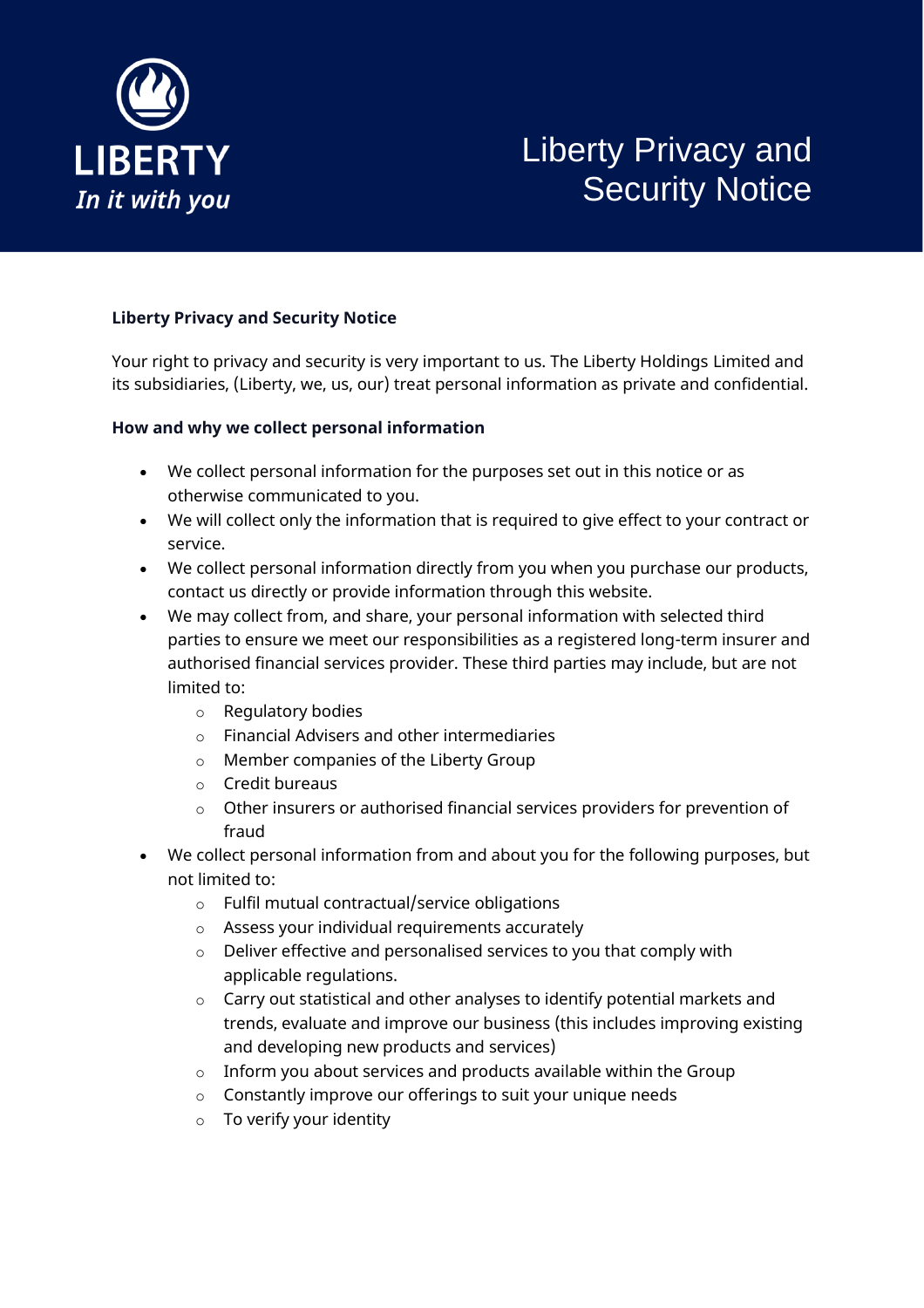LIBERTY

*In it with you*

# Liberty Privacy and Security Notice

**Liberty Privacy and Security Notice**

Your right to privacy and security is very important to us. The Liberty Holdings Limited and its subsidiaries, (Liberty, we, us, our) treat personal information as private and confidential.

**How and why we collect personal information**

- We collect personal information for the purposes set out in this notice or as otherwise communicated to you.
- We will collect only the information that is required to give effect to your contract or service.
- We collect personal information directly from you when you purchase our products, contact us directly or provide information through this website.
- We may collect from, and share, your personal information with selected third parties to ensure we meet our responsibilities as a registered long-term insurer and authorised financial services provider. These third parties may include, but are not limited to:
  - Regulatory bodies
  - Financial Advisers and other intermediaries
  - Member companies of the Liberty Group
  - Credit bureaus
  - Other insurers or authorised financial services providers for prevention of fraud
- We collect personal information from and about you for the following purposes, but not limited to:
  - Fulfil mutual contractual/service obligations
  - Assess your individual requirements accurately
  - Deliver effective and personalised services to you that comply with applicable regulations.
  - Carry out statistical and other analyses to identify potential markets and trends, evaluate and improve our business (this includes improving existing and developing new products and services)
  - Inform you about services and products available within the Group
  - Constantly improve our offerings to suit your unique needs
  - To verify your identity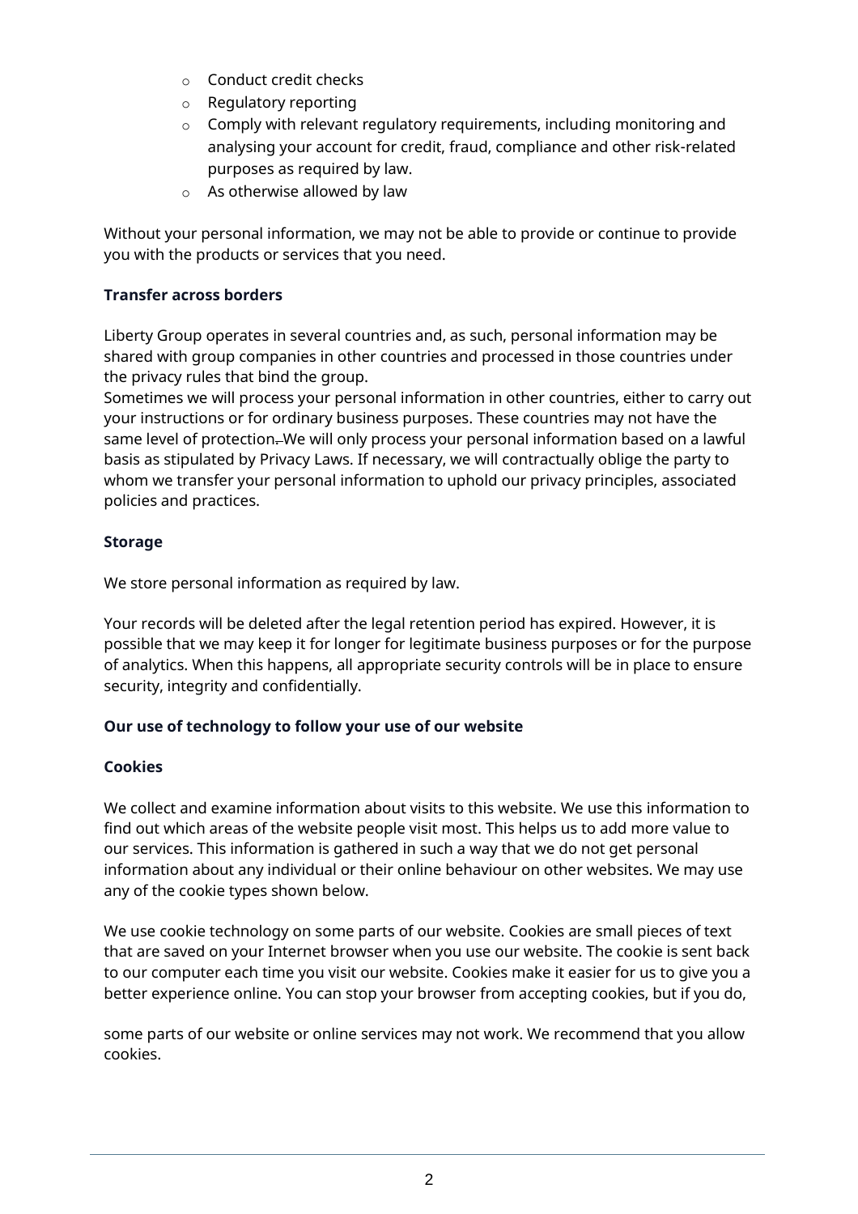- Conduct credit checks
- Regulatory reporting
- Comply with relevant regulatory requirements, including monitoring and analysing your account for credit, fraud, compliance and other risk-related purposes as required by law.
- As otherwise allowed by law

Without your personal information, we may not be able to provide or continue to provide you with the products or services that you need.

**Transfer across borders**

Liberty Group operates in several countries and, as such, personal information may be shared with group companies in other countries and processed in those countries under the privacy rules that bind the group.
Sometimes we will process your personal information in other countries, either to carry out your instructions or for ordinary business purposes. These countries may not have the same level of protection. We will only process your personal information based on a lawful basis as stipulated by Privacy Laws. If necessary, we will contractually oblige the party to whom we transfer your personal information to uphold our privacy principles, associated policies and practices.

**Storage**

We store personal information as required by law.

Your records will be deleted after the legal retention period has expired. However, it is possible that we may keep it for longer for legitimate business purposes or for the purpose of analytics. When this happens, all appropriate security controls will be in place to ensure security, integrity and confidentially.

**Our use of technology to follow your use of our website**

**Cookies**

We collect and examine information about visits to this website. We use this information to find out which areas of the website people visit most. This helps us to add more value to our services. This information is gathered in such a way that we do not get personal information about any individual or their online behaviour on other websites. We may use any of the cookie types shown below.

We use cookie technology on some parts of our website. Cookies are small pieces of text that are saved on your Internet browser when you use our website. The cookie is sent back to our computer each time you visit our website. Cookies make it easier for us to give you a better experience online. You can stop your browser from accepting cookies, but if you do, some parts of our website or online services may not work. We recommend that you allow cookies.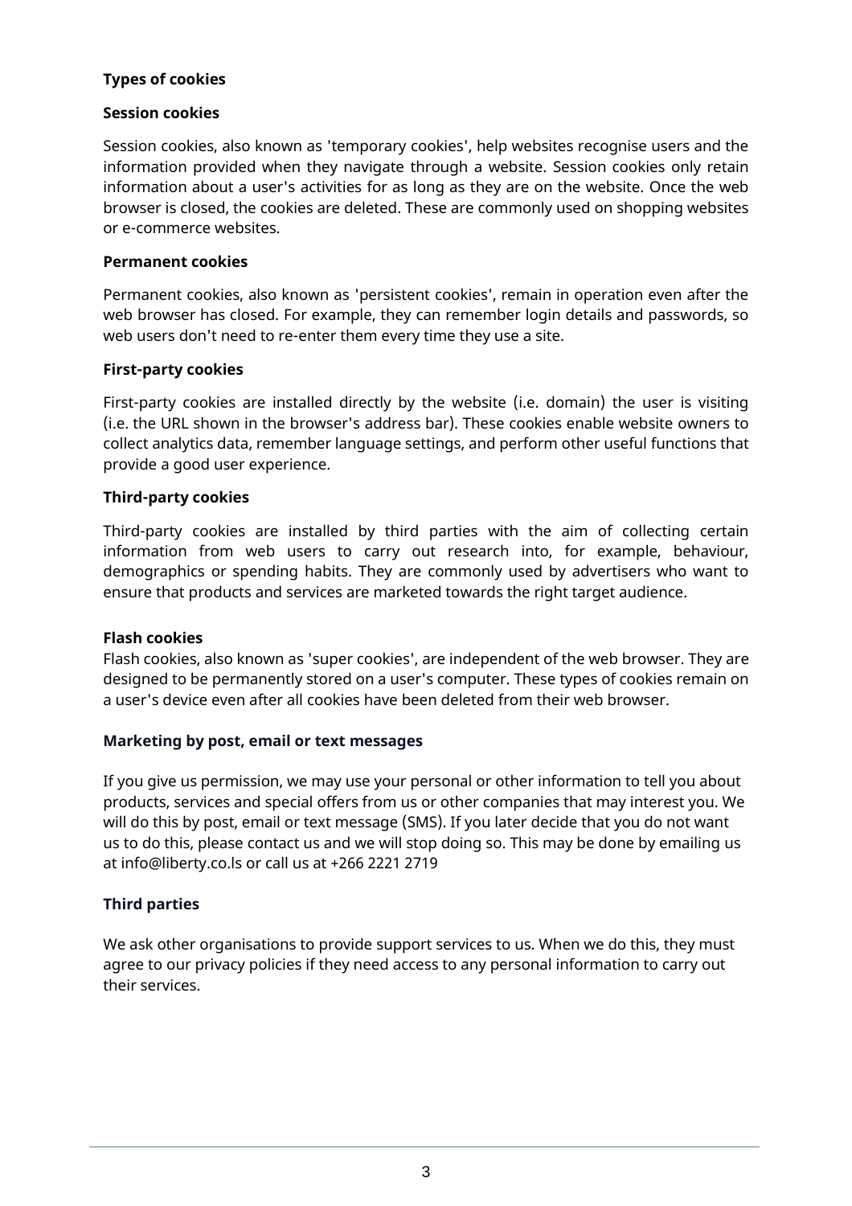## Types of cookies

### Session cookies

Session cookies, also known as 'temporary cookies', help websites recognise users and the information provided when they navigate through a website. Session cookies only retain information about a user's activities for as long as they are on the website. Once the web browser is closed, the cookies are deleted. These are commonly used on shopping websites or e-commerce websites.

### Permanent cookies

Permanent cookies, also known as 'persistent cookies', remain in operation even after the web browser has closed. For example, they can remember login details and passwords, so web users don't need to re-enter them every time they use a site.

### First-party cookies

First-party cookies are installed directly by the website (i.e. domain) the user is visiting (i.e. the URL shown in the browser's address bar). These cookies enable website owners to collect analytics data, remember language settings, and perform other useful functions that provide a good user experience.

### Third-party cookies

Third-party cookies are installed by third parties with the aim of collecting certain information from web users to carry out research into, for example, behaviour, demographics or spending habits. They are commonly used by advertisers who want to ensure that products and services are marketed towards the right target audience.

### Flash cookies

Flash cookies, also known as 'super cookies', are independent of the web browser. They are designed to be permanently stored on a user's computer. These types of cookies remain on a user's device even after all cookies have been deleted from their web browser.

## Marketing by post, email or text messages

If you give us permission, we may use your personal or other information to tell you about products, services and special offers from us or other companies that may interest you. We will do this by post, email or text message (SMS). If you later decide that you do not want us to do this, please contact us and we will stop doing so. This may be done by emailing us at info@liberty.co.ls or call us at +266 2221 2719

## Third parties

We ask other organisations to provide support services to us. When we do this, they must agree to our privacy policies if they need access to any personal information to carry out their services.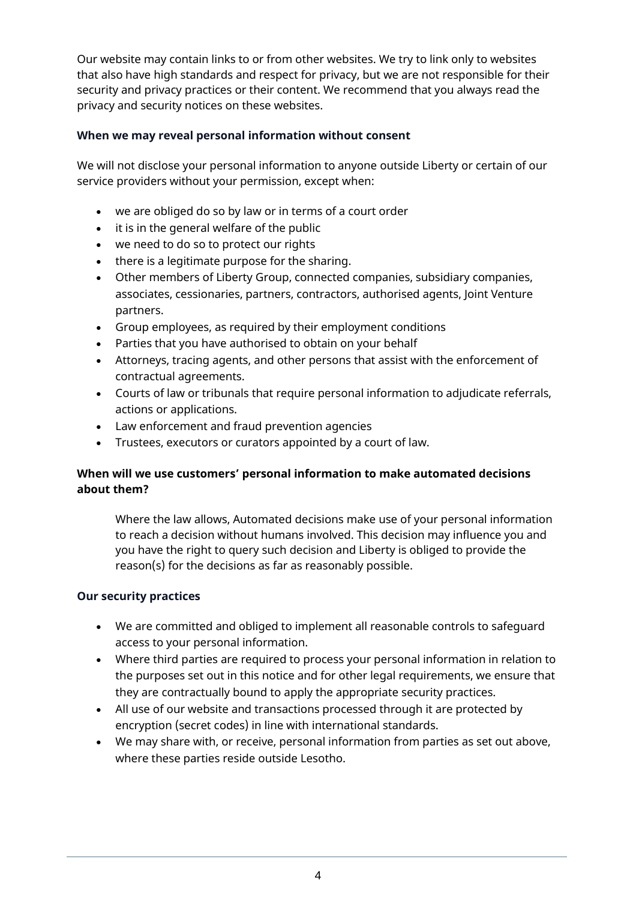Our website may contain links to or from other websites. We try to link only to websites that also have high standards and respect for privacy, but we are not responsible for their security and privacy practices or their content. We recommend that you always read the privacy and security notices on these websites.

**When we may reveal personal information without consent**

We will not disclose your personal information to anyone outside Liberty or certain of our service providers without your permission, except when:

- we are obliged do so by law or in terms of a court order
- it is in the general welfare of the public
- we need to do so to protect our rights
- there is a legitimate purpose for the sharing.
- Other members of Liberty Group, connected companies, subsidiary companies, associates, cessionaries, partners, contractors, authorised agents, Joint Venture partners.
- Group employees, as required by their employment conditions
- Parties that you have authorised to obtain on your behalf
- Attorneys, tracing agents, and other persons that assist with the enforcement of contractual agreements.
- Courts of law or tribunals that require personal information to adjudicate referrals, actions or applications.
- Law enforcement and fraud prevention agencies
- Trustees, executors or curators appointed by a court of law.

**When will we use customers' personal information to make automated decisions about them?**

Where the law allows, Automated decisions make use of your personal information to reach a decision without humans involved. This decision may influence you and you have the right to query such decision and Liberty is obliged to provide the reason(s) for the decisions as far as reasonably possible.

**Our security practices**

- We are committed and obliged to implement all reasonable controls to safeguard access to your personal information.
- Where third parties are required to process your personal information in relation to the purposes set out in this notice and for other legal requirements, we ensure that they are contractually bound to apply the appropriate security practices.
- All use of our website and transactions processed through it are protected by encryption (secret codes) in line with international standards.
- We may share with, or receive, personal information from parties as set out above, where these parties reside outside Lesotho.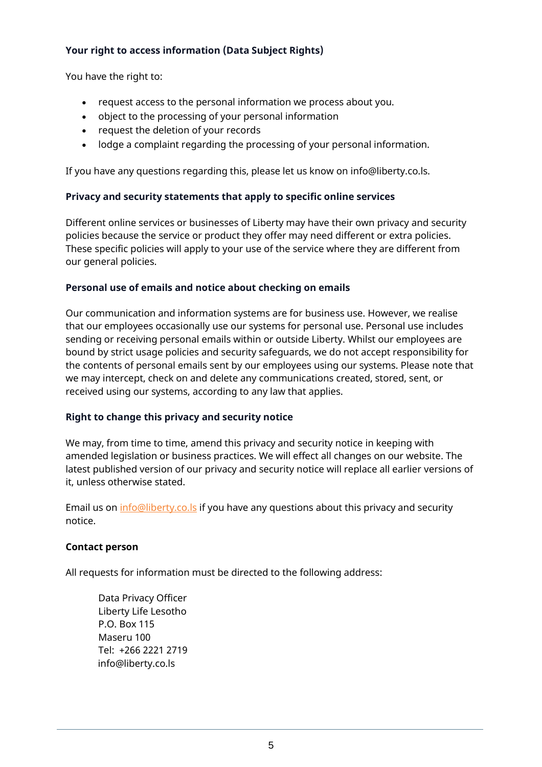### Your right to access information (Data Subject Rights)

You have the right to:

- request access to the personal information we process about you.
- object to the processing of your personal information
- request the deletion of your records
- lodge a complaint regarding the processing of your personal information.

If you have any questions regarding this, please let us know on info@liberty.co.ls.

### Privacy and security statements that apply to specific online services

Different online services or businesses of Liberty may have their own privacy and security policies because the service or product they offer may need different or extra policies. These specific policies will apply to your use of the service where they are different from our general policies.

### Personal use of emails and notice about checking on emails

Our communication and information systems are for business use. However, we realise that our employees occasionally use our systems for personal use. Personal use includes sending or receiving personal emails within or outside Liberty. Whilst our employees are bound by strict usage policies and security safeguards, we do not accept responsibility for the contents of personal emails sent by our employees using our systems. Please note that we may intercept, check on and delete any communications created, stored, sent, or received using our systems, according to any law that applies.

### Right to change this privacy and security notice

We may, from time to time, amend this privacy and security notice in keeping with amended legislation or business practices. We will effect all changes on our website. The latest published version of our privacy and security notice will replace all earlier versions of it, unless otherwise stated.

Email us on info@liberty.co.ls if you have any questions about this privacy and security notice.

### Contact person

All requests for information must be directed to the following address:

Data Privacy Officer  
Liberty Life Lesotho  
P.O. Box 115  
Maseru 100  
Tel: +266 2221 2719  
info@liberty.co.ls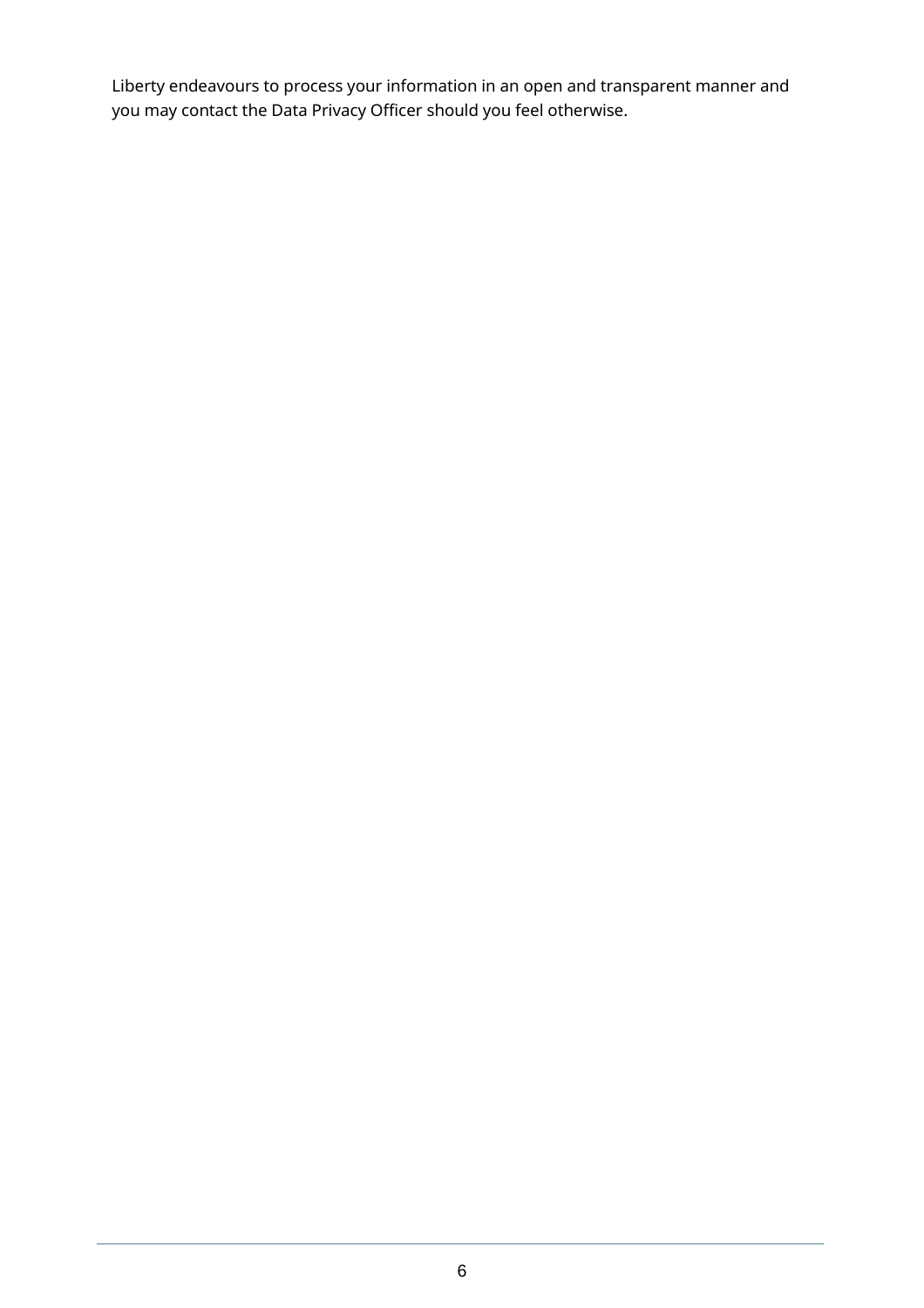Liberty endeavours to process your information in an open and transparent manner and you may contact the Data Privacy Officer should you feel otherwise.